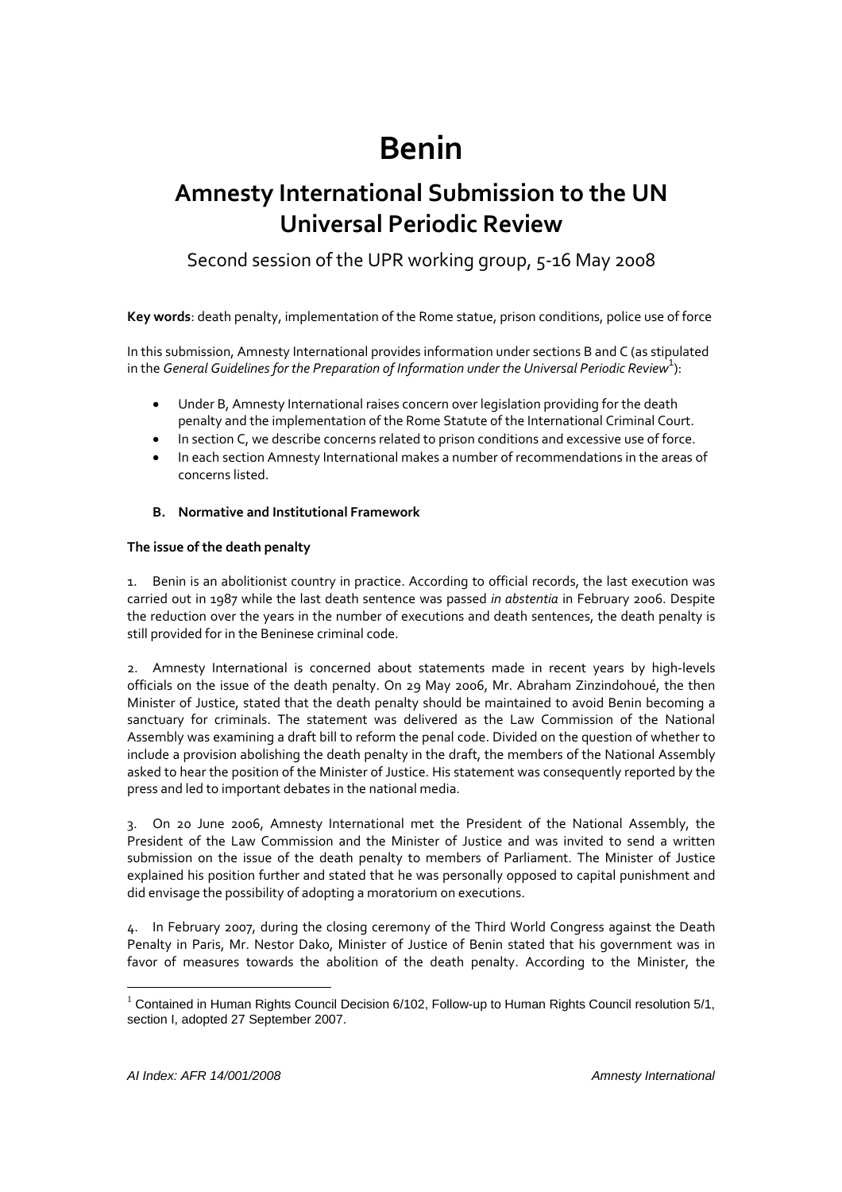# Benin

## Amnesty International Submission to the UN Universal Periodic Review

Second session of the UPR working group, 5-16 May 2008

**Key words**: death penalty, implementation of the Rome statue, prison conditions, police use of force

In this submission, Amnesty International provides information under sections B and C (as stipulated in the *General Guidelines for the Preparation of Information under the Universal Periodic Review*[1]):

- Under B, Amnesty International raises concern over legislation providing for the death penalty and the implementation of the Rome Statute of the International Criminal Court.
- In section C, we describe concerns related to prison conditions and excessive use of force.
- In each section Amnesty International makes a number of recommendations in the areas of concerns listed.

**B. Normative and Institutional Framework**

**The issue of the death penalty**

1. Benin is an abolitionist country in practice. According to official records, the last execution was carried out in 1987 while the last death sentence was passed *in abstentia* in February 2006. Despite the reduction over the years in the number of executions and death sentences, the death penalty is still provided for in the Beninese criminal code.

2. Amnesty International is concerned about statements made in recent years by high-levels officials on the issue of the death penalty. On 29 May 2006, Mr. Abraham Zinzindohoué, the then Minister of Justice, stated that the death penalty should be maintained to avoid Benin becoming a sanctuary for criminals. The statement was delivered as the Law Commission of the National Assembly was examining a draft bill to reform the penal code. Divided on the question of whether to include a provision abolishing the death penalty in the draft, the members of the National Assembly asked to hear the position of the Minister of Justice. His statement was consequently reported by the press and led to important debates in the national media.

3. On 20 June 2006, Amnesty International met the President of the National Assembly, the President of the Law Commission and the Minister of Justice and was invited to send a written submission on the issue of the death penalty to members of Parliament. The Minister of Justice explained his position further and stated that he was personally opposed to capital punishment and did envisage the possibility of adopting a moratorium on executions.

4. In February 2007, during the closing ceremony of the Third World Congress against the Death Penalty in Paris, Mr. Nestor Dako, Minister of Justice of Benin stated that his government was in favor of measures towards the abolition of the death penalty. According to the Minister, the

---

[1] Contained in Human Rights Council Decision 6/102, Follow-up to Human Rights Council resolution 5/1, section I, adopted 27 September 2007.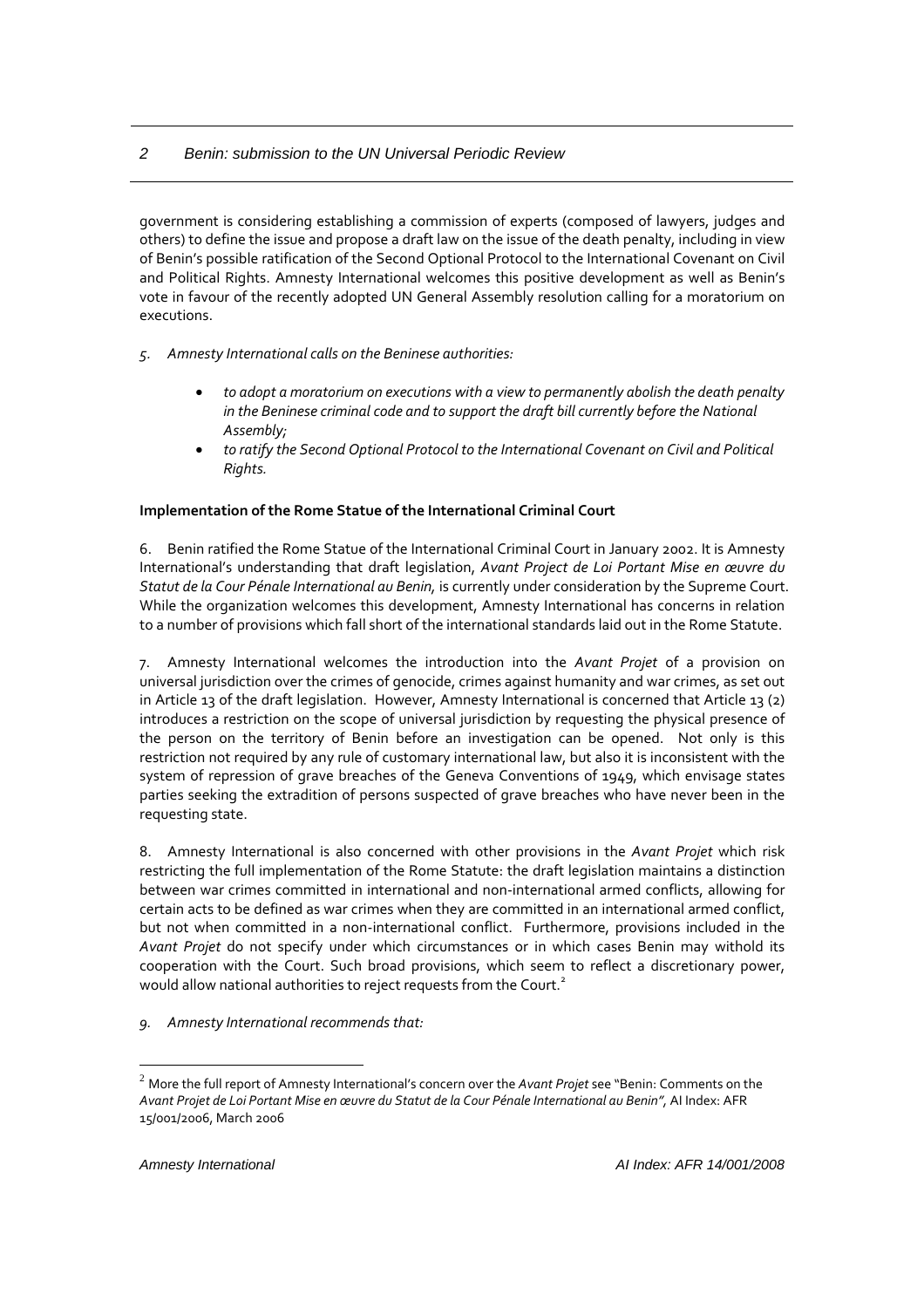government is considering establishing a commission of experts (composed of lawyers, judges and others) to define the issue and propose a draft law on the issue of the death penalty, including in view of Benin's possible ratification of the Second Optional Protocol to the International Covenant on Civil and Political Rights. Amnesty International welcomes this positive development as well as Benin's vote in favour of the recently adopted UN General Assembly resolution calling for a moratorium on executions.

*5. Amnesty International calls on the Beninese authorities:*

- *to adopt a moratorium on executions with a view to permanently abolish the death penalty in the Beninese criminal code and to support the draft bill currently before the National Assembly;*
- *to ratify the Second Optional Protocol to the International Covenant on Civil and Political Rights.*

**Implementation of the Rome Statue of the International Criminal Court**

6. Benin ratified the Rome Statue of the International Criminal Court in January 2002. It is Amnesty International's understanding that draft legislation, *Avant Project de Loi Portant Mise en œuvre du Statut de la Cour Pénale International au Benin,* is currently under consideration by the Supreme Court. While the organization welcomes this development, Amnesty International has concerns in relation to a number of provisions which fall short of the international standards laid out in the Rome Statute.

7. Amnesty International welcomes the introduction into the *Avant Projet* of a provision on universal jurisdiction over the crimes of genocide, crimes against humanity and war crimes, as set out in Article 13 of the draft legislation. However, Amnesty International is concerned that Article 13 (2) introduces a restriction on the scope of universal jurisdiction by requesting the physical presence of the person on the territory of Benin before an investigation can be opened. Not only is this restriction not required by any rule of customary international law, but also it is inconsistent with the system of repression of grave breaches of the Geneva Conventions of 1949, which envisage states parties seeking the extradition of persons suspected of grave breaches who have never been in the requesting state.

8. Amnesty International is also concerned with other provisions in the *Avant Projet* which risk restricting the full implementation of the Rome Statute: the draft legislation maintains a distinction between war crimes committed in international and non-international armed conflicts, allowing for certain acts to be defined as war crimes when they are committed in an international armed conflict, but not when committed in a non-international conflict. Furthermore, provisions included in the *Avant Projet* do not specify under which circumstances or in which cases Benin may withold its cooperation with the Court. Such broad provisions, which seem to reflect a discretionary power, would allow national authorities to reject requests from the Court.[2]

*9. Amnesty International recommends that:*

[2] More the full report of Amnesty International's concern over the *Avant Projet* see "Benin: Comments on the *Avant Projet de Loi Portant Mise en œuvre du Statut de la Cour Pénale International au Benin",* AI Index: AFR 15/001/2006, March 2006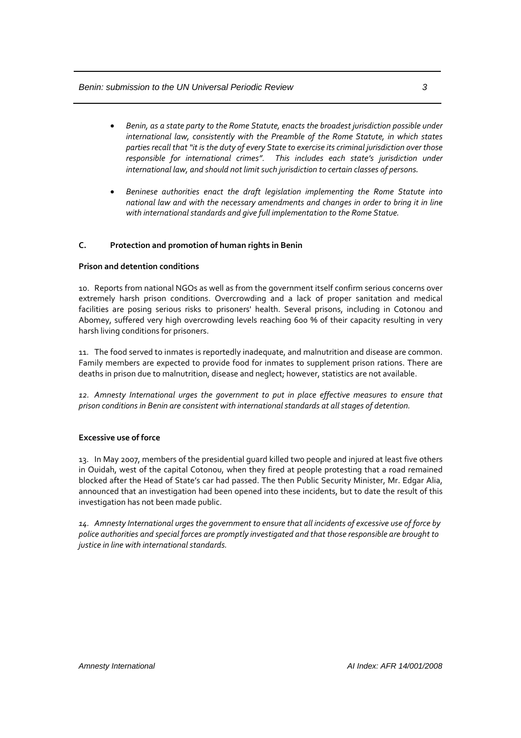- *Benin, as a state party to the Rome Statute, enacts the broadest jurisdiction possible under international law, consistently with the Preamble of the Rome Statute, in which states parties recall that "it is the duty of every State to exercise its criminal jurisdiction over those responsible for international crimes". This includes each state's jurisdiction under international law, and should not limit such jurisdiction to certain classes of persons.*

- *Beninese authorities enact the draft legislation implementing the Rome Statute into national law and with the necessary amendments and changes in order to bring it in line with international standards and give full implementation to the Rome Statue.*

### C. Protection and promotion of human rights in Benin

**Prison and detention conditions**

10. Reports from national NGOs as well as from the government itself confirm serious concerns over extremely harsh prison conditions. Overcrowding and a lack of proper sanitation and medical facilities are posing serious risks to prisoners' health. Several prisons, including in Cotonou and Abomey, suffered very high overcrowding levels reaching 600 % of their capacity resulting in very harsh living conditions for prisoners.

11. The food served to inmates is reportedly inadequate, and malnutrition and disease are common. Family members are expected to provide food for inmates to supplement prison rations. There are deaths in prison due to malnutrition, disease and neglect; however, statistics are not available.

*12. Amnesty International urges the government to put in place effective measures to ensure that prison conditions in Benin are consistent with international standards at all stages of detention.*

**Excessive use of force**

13. In May 2007, members of the presidential guard killed two people and injured at least five others in Ouidah, west of the capital Cotonou, when they fired at people protesting that a road remained blocked after the Head of State's car had passed. The then Public Security Minister, Mr. Edgar Alia, announced that an investigation had been opened into these incidents, but to date the result of this investigation has not been made public.

*14. Amnesty International urges the government to ensure that all incidents of excessive use of force by police authorities and special forces are promptly investigated and that those responsible are brought to justice in line with international standards.*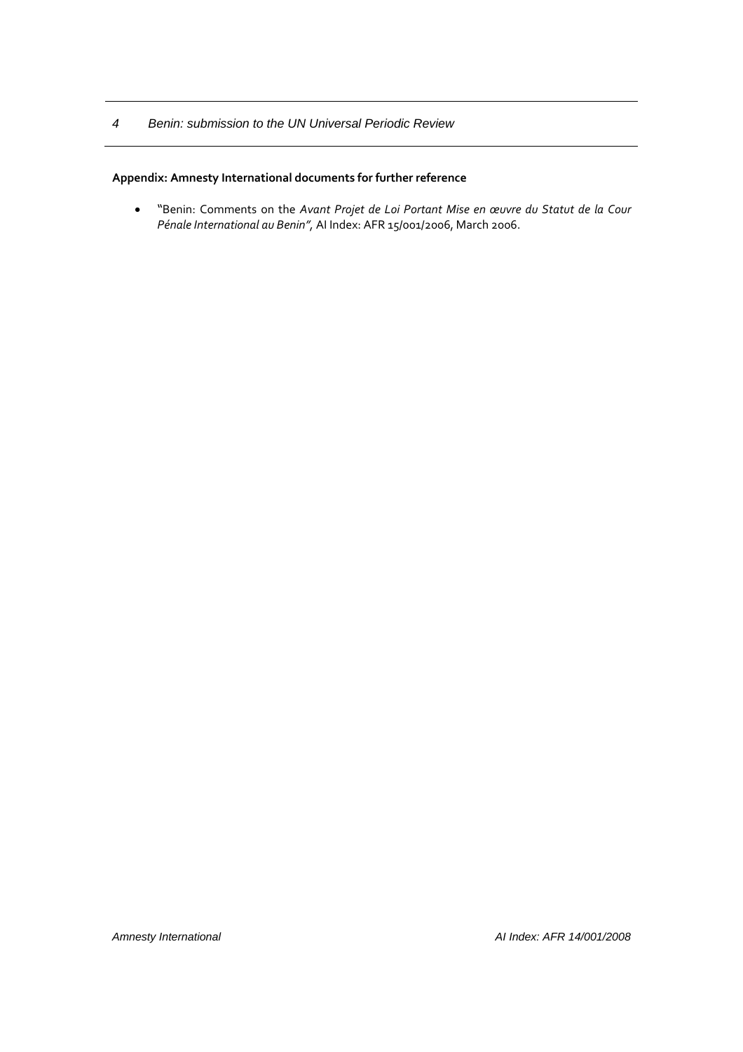**Appendix: Amnesty International documents for further reference**

- "Benin: Comments on the *Avant Projet de Loi Portant Mise en œuvre du Statut de la Cour Pénale International au Benin"*, AI Index: AFR 15/001/2006, March 2006.